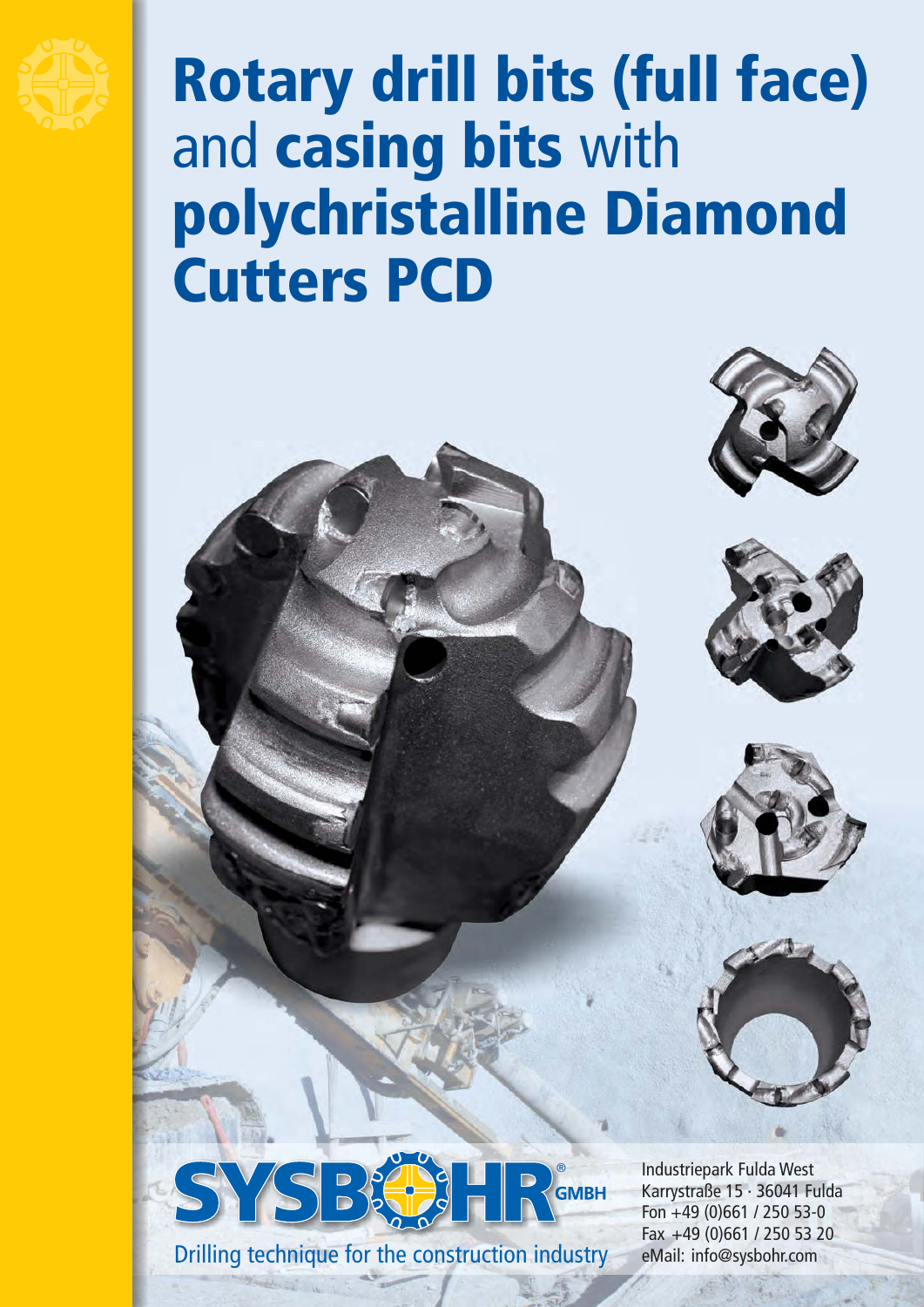# Rotary drill bits (full face) and casing bits with polychristalline Diamond Cutters PCD

SYSBOHR® GMBH

Drilling technique for the construction industry

Industriepark Fulda West
Karrystraße 15 · 36041 Fulda
Fon +49 (0)661 / 250 53-0
Fax +49 (0)661 / 250 53 20
eMail: info@sysbohr.com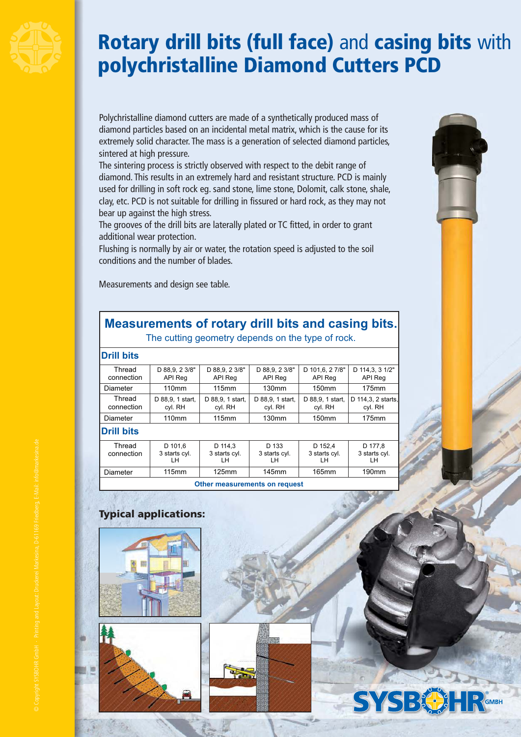# **Rotary drill bits (full face)** and **casing bits** with **polychristalline Diamond Cutters PCD**

Polychristalline diamond cutters are made of a synthetically produced mass of diamond particles based on an incidental metal matrix, which is the cause for its extremely solid character. The mass is a generation of selected diamond particles, sintered at high pressure.
The sintering process is strictly observed with respect to the debit range of diamond. This results in an extremely hard and resistant structure. PCD is mainly used for drilling in soft rock eg. sand stone, lime stone, Dolomit, calk stone, shale, clay, etc. PCD is not suitable for drilling in fissured or hard rock, as they may not bear up against the high stress.
The grooves of the drill bits are laterally plated or TC fitted, in order to grant additional wear protection.
Flushing is normally by air or water, the rotation speed is adjusted to the soil conditions and the number of blades.

Measurements and design see table.

## Measurements of rotary drill bits and casing bits.

The cutting geometry depends on the type of rock.

**Drill bits**

| | | | | | |
|---|---|---|---|---|---|
| Thread connection | D 88,9, 2 3/8" API Reg | D 88,9, 2 3/8" API Reg | D 88,9, 2 3/8" API Reg | D 101,6, 2 7/8" API Reg | D 114,3, 3 1/2" API Reg |
| Diameter | 110mm | 115mm | 130mm | 150mm | 175mm |
| Thread connection | D 88,9, 1 start, cyl. RH | D 88,9, 1 start, cyl. RH | D 88,9, 1 start, cyl. RH | D 88,9, 1 start, cyl. RH | D 114,3, 2 starts, cyl. RH |
| Diameter | 110mm | 115mm | 130mm | 150mm | 175mm |

**Drill bits**

| | | | | | |
|---|---|---|---|---|---|
| Thread connection | D 101,6 3 starts cyl. LH | D 114,3 3 starts cyl. LH | D 133 3 starts cyl. LH | D 152,4 3 starts cyl. LH | D 177,8 3 starts cyl. LH |
| Diameter | 115mm | 125mm | 145mm | 165mm | 190mm |

**Other measurements on request**

### Typical applications:

SYSBOHR GMBH

© Copyright SYSBOHR GmbH · Printing and Layout: Druckerei Markesina, D-61169 Friedberg, E-Mail: info@markesina.de